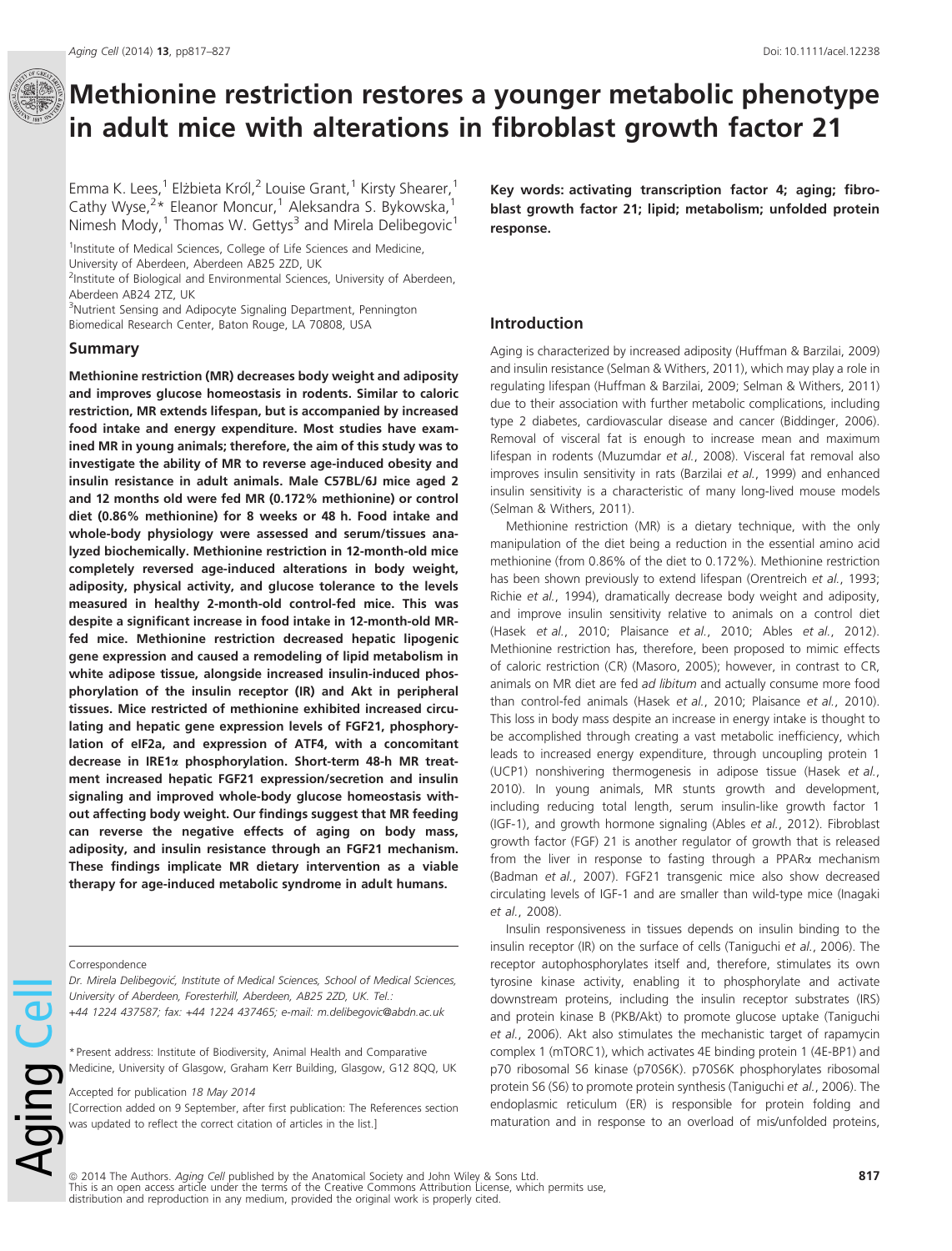# Methionine restriction restores a younger metabolic phenotype in adult mice with alterations in fibroblast growth factor 21

Emma K. Lees,[1] Elżbieta Król,[2] Louise Grant,[1] Kirsty Shearer,[1] Cathy Wyse,[2]* Eleanor Moncur,[1] Aleksandra S. Bykowska,[1] Nimesh Mody,[1] Thomas W. Gettys[3] and Mirela Delibegovic[1]

[1]Institute of Medical Sciences, College of Life Sciences and Medicine, University of Aberdeen, Aberdeen AB25 2ZD, UK

[2]Institute of Biological and Environmental Sciences, University of Aberdeen, Aberdeen AB24 2TZ, UK

[3]Nutrient Sensing and Adipocyte Signaling Department, Pennington Biomedical Research Center, Baton Rouge, LA 70808, USA

## Summary

**Methionine restriction (MR) decreases body weight and adiposity and improves glucose homeostasis in rodents. Similar to caloric restriction, MR extends lifespan, but is accompanied by increased food intake and energy expenditure. Most studies have examined MR in young animals; therefore, the aim of this study was to investigate the ability of MR to reverse age-induced obesity and insulin resistance in adult animals. Male C57BL/6J mice aged 2 and 12 months old were fed MR (0.172% methionine) or control diet (0.86% methionine) for 8 weeks or 48 h. Food intake and whole-body physiology were assessed and serum/tissues analyzed biochemically. Methionine restriction in 12-month-old mice completely reversed age-induced alterations in body weight, adiposity, physical activity, and glucose tolerance to the levels measured in healthy 2-month-old control-fed mice. This was despite a significant increase in food intake in 12-month-old MR-fed mice. Methionine restriction decreased hepatic lipogenic gene expression and caused a remodeling of lipid metabolism in white adipose tissue, alongside increased insulin-induced phosphorylation of the insulin receptor (IR) and Akt in peripheral tissues. Mice restricted of methionine exhibited increased circulating and hepatic gene expression levels of FGF21, phosphorylation of eIF2a, and expression of ATF4, with a concomitant decrease in IRE1α phosphorylation. Short-term 48-h MR treatment increased hepatic FGF21 expression/secretion and insulin signaling and improved whole-body glucose homeostasis without affecting body weight. Our findings suggest that MR feeding can reverse the negative effects of aging on body mass, adiposity, and insulin resistance through an FGF21 mechanism. These findings implicate MR dietary intervention as a viable therapy for age-induced metabolic syndrome in adult humans.**

Correspondence

Dr. Mirela Delibegović, Institute of Medical Sciences, School of Medical Sciences, University of Aberdeen, Foresterhill, Aberdeen, AB25 2ZD, UK. Tel.: +44 1224 437587; fax: +44 1224 437465; e-mail: m.delibegovic@abdn.ac.uk

*Present address: Institute of Biodiversity, Animal Health and Comparative Medicine, University of Glasgow, Graham Kerr Building, Glasgow, G12 8QQ, UK

Accepted for publication 18 May 2014

[Correction added on 9 September, after first publication: The References section was updated to reflect the correct citation of articles in the list.]

**Key words: activating transcription factor 4; aging; fibroblast growth factor 21; lipid; metabolism; unfolded protein response.**

## Introduction

Aging is characterized by increased adiposity (Huffman & Barzilai, 2009) and insulin resistance (Selman & Withers, 2011), which may play a role in regulating lifespan (Huffman & Barzilai, 2009; Selman & Withers, 2011) due to their association with further metabolic complications, including type 2 diabetes, cardiovascular disease and cancer (Biddinger, 2006). Removal of visceral fat is enough to increase mean and maximum lifespan in rodents (Muzumdar *et al.*, 2008). Visceral fat removal also improves insulin sensitivity in rats (Barzilai *et al.*, 1999) and enhanced insulin sensitivity is a characteristic of many long-lived mouse models (Selman & Withers, 2011).

Methionine restriction (MR) is a dietary technique, with the only manipulation of the diet being a reduction in the essential amino acid methionine (from 0.86% of the diet to 0.172%). Methionine restriction has been shown previously to extend lifespan (Orentreich *et al.*, 1993; Richie *et al.*, 1994), dramatically decrease body weight and adiposity, and improve insulin sensitivity relative to animals on a control diet (Hasek *et al.*, 2010; Plaisance *et al.*, 2010; Ables *et al.*, 2012). Methionine restriction has, therefore, been proposed to mimic effects of caloric restriction (CR) (Masoro, 2005); however, in contrast to CR, animals on MR diet are fed *ad libitum* and actually consume more food than control-fed animals (Hasek *et al.*, 2010; Plaisance *et al.*, 2010). This loss in body mass despite an increase in energy intake is thought to be accomplished through creating a vast metabolic inefficiency, which leads to increased energy expenditure, through uncoupling protein 1 (UCP1) nonshivering thermogenesis in adipose tissue (Hasek *et al.*, 2010). In young animals, MR stunts growth and development, including reducing total length, serum insulin-like growth factor 1 (IGF-1), and growth hormone signaling (Ables *et al.*, 2012). Fibroblast growth factor (FGF) 21 is another regulator of growth that is released from the liver in response to fasting through a PPARα mechanism (Badman *et al.*, 2007). FGF21 transgenic mice also show decreased circulating levels of IGF-1 and are smaller than wild-type mice (Inagaki *et al.*, 2008).

Insulin responsiveness in tissues depends on insulin binding to the insulin receptor (IR) on the surface of cells (Taniguchi *et al.*, 2006). The receptor autophosphorylates itself and, therefore, stimulates its own tyrosine kinase activity, enabling it to phosphorylate and activate downstream proteins, including the insulin receptor substrates (IRS) and protein kinase B (PKB/Akt) to promote glucose uptake (Taniguchi *et al.*, 2006). Akt also stimulates the mechanistic target of rapamycin complex 1 (mTORC1), which activates 4E binding protein 1 (4E-BP1) and p70 ribosomal S6 kinase (p70S6K). p70S6K phosphorylates ribosomal protein S6 (S6) to promote protein synthesis (Taniguchi *et al.*, 2006). The endoplasmic reticulum (ER) is responsible for protein folding and maturation and in response to an overload of mis/unfolded proteins,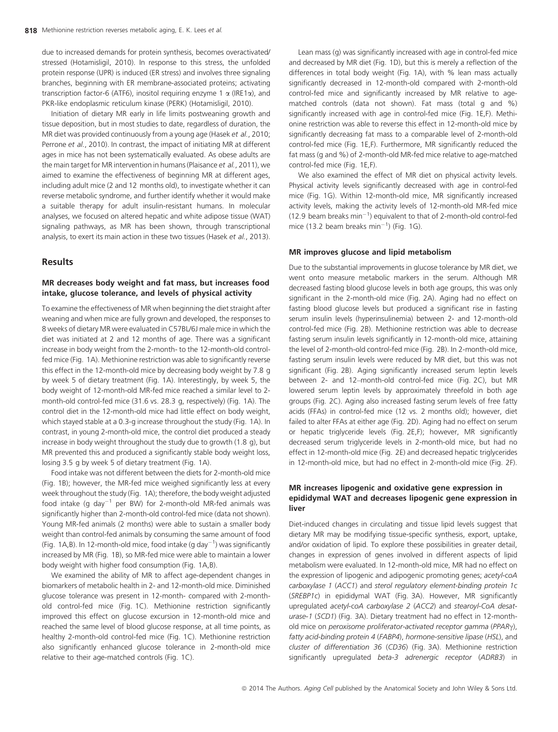due to increased demands for protein synthesis, becomes overactivated/stressed (Hotamisligil, 2010). In response to this stress, the unfolded protein response (UPR) is induced (ER stress) and involves three signaling branches, beginning with ER membrane-associated proteins; activating transcription factor-6 (ATF6), inositol requiring enzyme 1 α (IRE1α), and PKR-like endoplasmic reticulum kinase (PERK) (Hotamisligil, 2010).

Initiation of dietary MR early in life limits postweaning growth and tissue deposition, but in most studies to date, regardless of duration, the MR diet was provided continuously from a young age (Hasek *et al.*, 2010; Perrone *et al.*, 2010). In contrast, the impact of initiating MR at different ages in mice has not been systematically evaluated. As obese adults are the main target for MR intervention in humans (Plaisance *et al.*, 2011), we aimed to examine the effectiveness of beginning MR at different ages, including adult mice (2 and 12 months old), to investigate whether it can reverse metabolic syndrome, and further identify whether it would make a suitable therapy for adult insulin-resistant humans. In molecular analyses, we focused on altered hepatic and white adipose tissue (WAT) signaling pathways, as MR has been shown, through transcriptional analysis, to exert its main action in these two tissues (Hasek *et al.*, 2013).

## Results

### MR decreases body weight and fat mass, but increases food intake, glucose tolerance, and levels of physical activity

To examine the effectiveness of MR when beginning the diet straight after weaning and when mice are fully grown and developed, the responses to 8 weeks of dietary MR were evaluated in C57BL/6J male mice in which the diet was initiated at 2 and 12 months of age. There was a significant increase in body weight from the 2-month- to the 12-month-old control-fed mice (Fig. 1A). Methionine restriction was able to significantly reverse this effect in the 12-month-old mice by decreasing body weight by 7.8 g by week 5 of dietary treatment (Fig. 1A). Interestingly, by week 5, the body weight of 12-month-old MR-fed mice reached a similar level to 2-month-old control-fed mice (31.6 vs. 28.3 g, respectively) (Fig. 1A). The control diet in the 12-month-old mice had little effect on body weight, which stayed stable at a 0.3-g increase throughout the study (Fig. 1A). In contrast, in young 2-month-old mice, the control diet produced a steady increase in body weight throughout the study due to growth (1.8 g), but MR prevented this and produced a significantly stable body weight loss, losing 3.5 g by week 5 of dietary treatment (Fig. 1A).

Food intake was not different between the diets for 2-month-old mice (Fig. 1B); however, the MR-fed mice weighed significantly less at every week throughout the study (Fig. 1A); therefore, the body weight adjusted food intake (g day$^{-1}$ per BW) for 2-month-old MR-fed animals was significantly higher than 2-month-old control-fed mice (data not shown). Young MR-fed animals (2 months) were able to sustain a smaller body weight than control-fed animals by consuming the same amount of food (Fig. 1A,B). In 12-month-old mice, food intake (g day$^{-1}$) was significantly increased by MR (Fig. 1B), so MR-fed mice were able to maintain a lower body weight with higher food consumption (Fig. 1A,B).

We examined the ability of MR to affect age-dependent changes in biomarkers of metabolic health in 2- and 12-month-old mice. Diminished glucose tolerance was present in 12-month- compared with 2-month-old control-fed mice (Fig. 1C). Methionine restriction significantly improved this effect on glucose excursion in 12-month-old mice and reached the same level of blood glucose response, at all time points, as healthy 2-month-old control-fed mice (Fig. 1C). Methionine restriction also significantly enhanced glucose tolerance in 2-month-old mice relative to their age-matched controls (Fig. 1C).

Lean mass (g) was significantly increased with age in control-fed mice and decreased by MR diet (Fig. 1D), but this is merely a reflection of the differences in total body weight (Fig. 1A), with % lean mass actually significantly decreased in 12-month-old compared with 2-month-old control-fed mice and significantly increased by MR relative to age-matched controls (data not shown). Fat mass (total g and %) significantly increased with age in control-fed mice (Fig. 1E,F). Methionine restriction was able to reverse this effect in 12-month-old mice by significantly decreasing fat mass to a comparable level of 2-month-old control-fed mice (Fig. 1E,F). Furthermore, MR significantly reduced the fat mass (g and %) of 2-month-old MR-fed mice relative to age-matched control-fed mice (Fig. 1E,F).

We also examined the effect of MR diet on physical activity levels. Physical activity levels significantly decreased with age in control-fed mice (Fig. 1G). Within 12-month-old mice, MR significantly increased activity levels, making the activity levels of 12-month-old MR-fed mice (12.9 beam breaks min$^{-1}$) equivalent to that of 2-month-old control-fed mice (13.2 beam breaks min$^{-1}$) (Fig. 1G).

### MR improves glucose and lipid metabolism

Due to the substantial improvements in glucose tolerance by MR diet, we went onto measure metabolic markers in the serum. Although MR decreased fasting blood glucose levels in both age groups, this was only significant in the 2-month-old mice (Fig. 2A). Aging had no effect on fasting blood glucose levels but produced a significant rise in fasting serum insulin levels (hyperinsulinemia) between 2- and 12-month-old control-fed mice (Fig. 2B). Methionine restriction was able to decrease fasting serum insulin levels significantly in 12-month-old mice, attaining the level of 2-month-old control-fed mice (Fig. 2B). In 2-month-old mice, fasting serum insulin levels were reduced by MR diet, but this was not significant (Fig. 2B). Aging significantly increased serum leptin levels between 2- and 12–month-old control-fed mice (Fig. 2C), but MR lowered serum leptin levels by approximately threefold in both age groups (Fig. 2C). Aging also increased fasting serum levels of free fatty acids (FFAs) in control-fed mice (12 vs. 2 months old); however, diet failed to alter FFAs at either age (Fig. 2D). Aging had no effect on serum or hepatic triglyceride levels (Fig. 2E,F); however, MR significantly decreased serum triglyceride levels in 2-month-old mice, but had no effect in 12-month-old mice (Fig. 2E) and decreased hepatic triglycerides in 12-month-old mice, but had no effect in 2-month-old mice (Fig. 2F).

### MR increases lipogenic and oxidative gene expression in epididymal WAT and decreases lipogenic gene expression in liver

Diet-induced changes in circulating and tissue lipid levels suggest that dietary MR may be modifying tissue-specific synthesis, export, uptake, and/or oxidation of lipid. To explore these possibilities in greater detail, changes in expression of genes involved in different aspects of lipid metabolism were evaluated. In 12-month-old mice, MR had no effect on the expression of lipogenic and adipogenic promoting genes; *acetyl-coA carboxylase 1* (*ACC1*) and *sterol regulatory element-binding protein 1c* (*SREBP1c*) in epididymal WAT (Fig. 3A). However, MR significantly upregulated *acetyl-coA carboxylase 2* (*ACC2*) and *stearoyl-CoA desaturase-1* (*SCD1*) (Fig. 3A). Dietary treatment had no effect in 12-month-old mice on *peroxisome proliferator-activated receptor gamma* (*PPARγ*), *fatty acid-binding protein 4* (*FABP4*), *hormone-sensitive lipase* (*HSL*), and *cluster of differentiation 36* (*CD36*) (Fig. 3A). Methionine restriction significantly upregulated *beta-3 adrenergic receptor* (*ADRB3*) in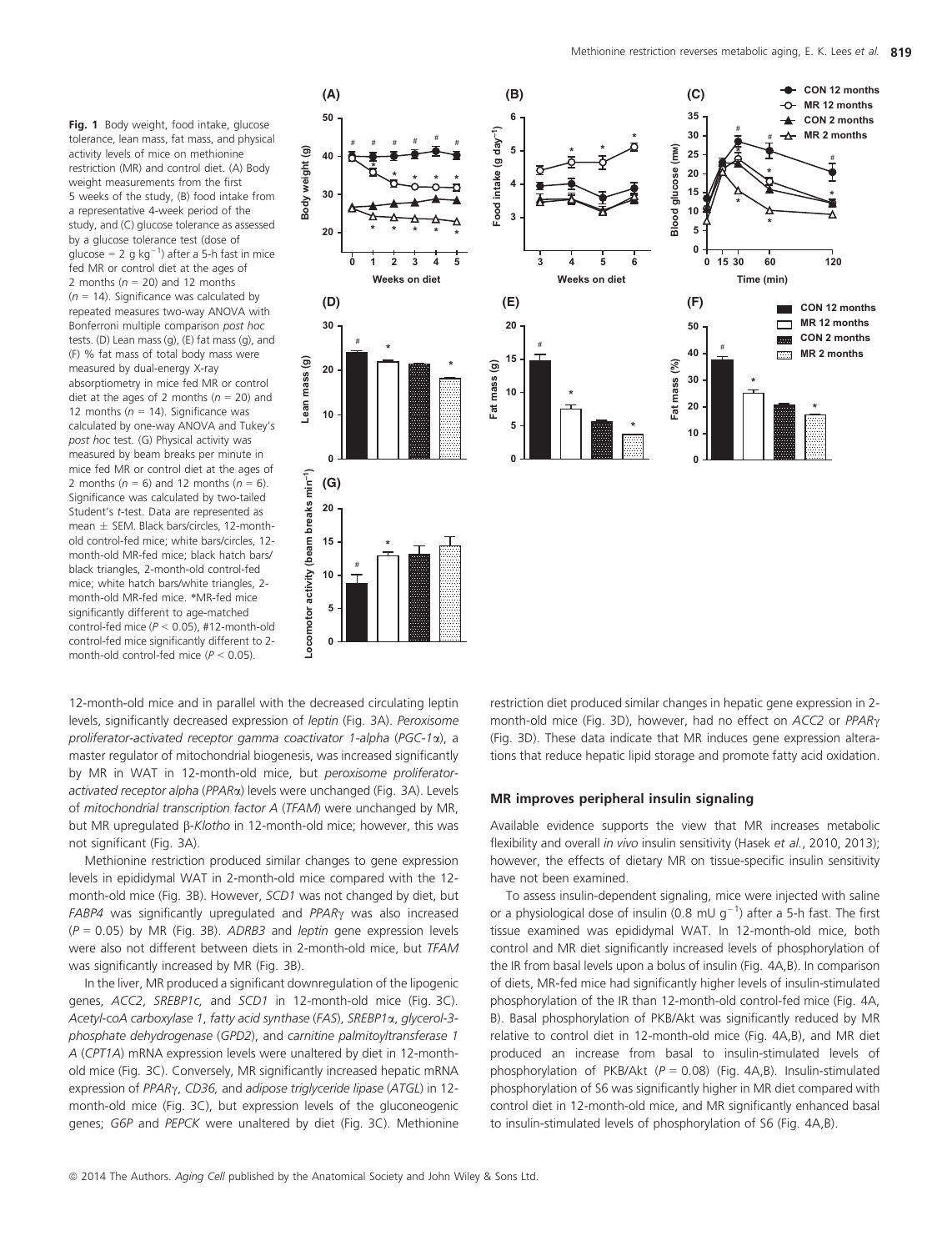**Fig. 1** Body weight, food intake, glucose tolerance, lean mass, fat mass, and physical activity levels of mice on methionine restriction (MR) and control diet. (A) Body weight measurements from the first 5 weeks of the study, (B) food intake from a representative 4-week period of the study, and (C) glucose tolerance as assessed by a glucose tolerance test (dose of glucose = 2 g kg$^{-1}$) after a 5-h fast in mice fed MR or control diet at the ages of 2 months ($n$ = 20) and 12 months ($n$ = 14). Significance was calculated by repeated measures two-way ANOVA with Bonferroni multiple comparison *post hoc* tests. (D) Lean mass (g), (E) fat mass (g), and (F) % fat mass of total body mass were measured by dual-energy X-ray absorptiometry in mice fed MR or control diet at the ages of 2 months ($n$ = 20) and 12 months ($n$ = 14). Significance was calculated by one-way ANOVA and Tukey's *post hoc* test. (G) Physical activity was measured by beam breaks per minute in mice fed MR or control diet at the ages of 2 months ($n$ = 6) and 12 months ($n$ = 6). Significance was calculated by two-tailed Student's *t*-test. Data are represented as mean ± SEM. Black bars/circles, 12-month-old control-fed mice; white bars/circles, 12-month-old MR-fed mice; black hatch bars/black triangles, 2-month-old control-fed mice; white hatch bars/white triangles, 2-month-old MR-fed mice. *MR-fed mice significantly different to age-matched control-fed mice ($P$ < 0.05), #12-month-old control-fed mice significantly different to 2-month-old control-fed mice ($P$ < 0.05).

12-month-old mice and in parallel with the decreased circulating leptin levels, significantly decreased expression of *leptin* (Fig. 3A). *Peroxisome proliferator-activated receptor gamma coactivator 1-alpha* (*PGC-1α*), a master regulator of mitochondrial biogenesis, was increased significantly by MR in WAT in 12-month-old mice, but *peroxisome proliferator-activated receptor alpha* (*PPARα*) levels were unchanged (Fig. 3A). Levels of *mitochondrial transcription factor A* (*TFAM*) were unchanged by MR, but MR upregulated β-*Klotho* in 12-month-old mice; however, this was not significant (Fig. 3A).

Methionine restriction produced similar changes to gene expression levels in epididymal WAT in 2-month-old mice compared with the 12-month-old mice (Fig. 3B). However, *SCD1* was not changed by diet, but *FABP4* was significantly upregulated and *PPARγ* was also increased ($P$ = 0.05) by MR (Fig. 3B). *ADRB3* and *leptin* gene expression levels were also not different between diets in 2-month-old mice, but *TFAM* was significantly increased by MR (Fig. 3B).

In the liver, MR produced a significant downregulation of the lipogenic genes, *ACC2*, *SREBP1c,* and *SCD1* in 12-month-old mice (Fig. 3C). *Acetyl-coA carboxylase 1*, *fatty acid synthase* (*FAS*), *SREBP1α*, *glycerol-3-phosphate dehydrogenase* (*GPD2*), and *carnitine palmitoyltransferase 1 A* (*CPT1A*) mRNA expression levels were unaltered by diet in 12-month-old mice (Fig. 3C). Conversely, MR significantly increased hepatic mRNA expression of *PPARγ*, *CD36,* and *adipose triglyceride lipase* (*ATGL*) in 12-month-old mice (Fig. 3C), but expression levels of the gluconeogenic genes; *G6P* and *PEPCK* were unaltered by diet (Fig. 3C). Methionine restriction diet produced similar changes in hepatic gene expression in 2-month-old mice (Fig. 3D), however, had no effect on *ACC2* or *PPARγ* (Fig. 3D). These data indicate that MR induces gene expression alterations that reduce hepatic lipid storage and promote fatty acid oxidation.

## MR improves peripheral insulin signaling

Available evidence supports the view that MR increases metabolic flexibility and overall *in vivo* insulin sensitivity (Hasek *et al.*, 2010, 2013); however, the effects of dietary MR on tissue-specific insulin sensitivity have not been examined.

To assess insulin-dependent signaling, mice were injected with saline or a physiological dose of insulin (0.8 mU g$^{-1}$) after a 5-h fast. The first tissue examined was epididymal WAT. In 12-month-old mice, both control and MR diet significantly increased levels of phosphorylation of the IR from basal levels upon a bolus of insulin (Fig. 4A,B). In comparison of diets, MR-fed mice had significantly higher levels of insulin-stimulated phosphorylation of the IR than 12-month-old control-fed mice (Fig. 4A, B). Basal phosphorylation of PKB/Akt was significantly reduced by MR relative to control diet in 12-month-old mice (Fig. 4A,B), and MR diet produced an increase from basal to insulin-stimulated levels of phosphorylation of PKB/Akt ($P$ = 0.08) (Fig. 4A,B). Insulin-stimulated phosphorylation of S6 was significantly higher in MR diet compared with control diet in 12-month-old mice, and MR significantly enhanced basal to insulin-stimulated levels of phosphorylation of S6 (Fig. 4A,B).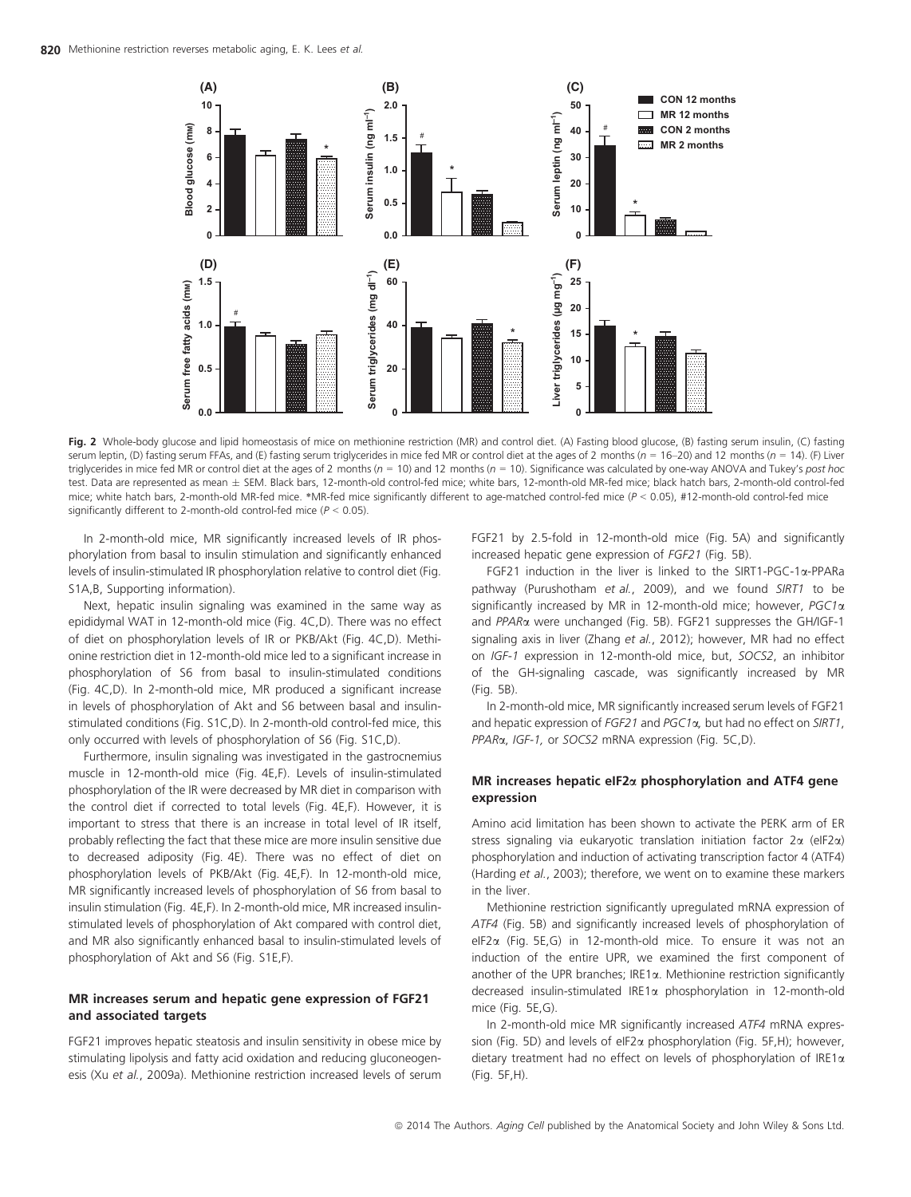Fig. 2 Whole-body glucose and lipid homeostasis of mice on methionine restriction (MR) and control diet. (A) Fasting blood glucose, (B) fasting serum insulin, (C) fasting serum leptin, (D) fasting serum FFAs, and (E) fasting serum triglycerides in mice fed MR or control diet at the ages of 2 months ($n$ = 16–20) and 12 months ($n$ = 14). (F) Liver triglycerides in mice fed MR or control diet at the ages of 2 months ($n$ = 10) and 12 months ($n$ = 10). Significance was calculated by one-way ANOVA and Tukey's *post hoc* test. Data are represented as mean ± SEM. Black bars, 12-month-old control-fed mice; white bars, 12-month-old MR-fed mice; black hatch bars, 2-month-old control-fed mice; white hatch bars, 2-month-old MR-fed mice. *MR-fed mice significantly different to age-matched control-fed mice ($P < 0.05$), #12-month-old control-fed mice significantly different to 2-month-old control-fed mice ($P < 0.05$).

In 2-month-old mice, MR significantly increased levels of IR phosphorylation from basal to insulin stimulation and significantly enhanced levels of insulin-stimulated IR phosphorylation relative to control diet (Fig. S1A,B, Supporting information).

Next, hepatic insulin signaling was examined in the same way as epididymal WAT in 12-month-old mice (Fig. 4C,D). There was no effect of diet on phosphorylation levels of IR or PKB/Akt (Fig. 4C,D). Methionine restriction diet in 12-month-old mice led to a significant increase in phosphorylation of S6 from basal to insulin-stimulated conditions (Fig. 4C,D). In 2-month-old mice, MR produced a significant increase in levels of phosphorylation of Akt and S6 between basal and insulin-stimulated conditions (Fig. S1C,D). In 2-month-old control-fed mice, this only occurred with levels of phosphorylation of S6 (Fig. S1C,D).

Furthermore, insulin signaling was investigated in the gastrocnemius muscle in 12-month-old mice (Fig. 4E,F). Levels of insulin-stimulated phosphorylation of the IR were decreased by MR diet in comparison with the control diet if corrected to total levels (Fig. 4E,F). However, it is important to stress that there is an increase in total level of IR itself, probably reflecting the fact that these mice are more insulin sensitive due to decreased adiposity (Fig. 4E). There was no effect of diet on phosphorylation levels of PKB/Akt (Fig. 4E,F). In 12-month-old mice, MR significantly increased levels of phosphorylation of S6 from basal to insulin stimulation (Fig. 4E,F). In 2-month-old mice, MR increased insulin-stimulated levels of phosphorylation of Akt compared with control diet, and MR also significantly enhanced basal to insulin-stimulated levels of phosphorylation of Akt and S6 (Fig. S1E,F).

### MR increases serum and hepatic gene expression of FGF21 and associated targets

FGF21 improves hepatic steatosis and insulin sensitivity in obese mice by stimulating lipolysis and fatty acid oxidation and reducing gluconeogenesis (Xu *et al.*, 2009a). Methionine restriction increased levels of serum FGF21 by 2.5-fold in 12-month-old mice (Fig. 5A) and significantly increased hepatic gene expression of *FGF21* (Fig. 5B).

FGF21 induction in the liver is linked to the SIRT1-PGC-1α-PPARa pathway (Purushotham *et al.*, 2009), and we found *SIRT1* to be significantly increased by MR in 12-month-old mice; however, *PGC1α* and *PPARα* were unchanged (Fig. 5B). FGF21 suppresses the GH/IGF-1 signaling axis in liver (Zhang *et al.*, 2012); however, MR had no effect on *IGF-1* expression in 12-month-old mice, but, *SOCS2*, an inhibitor of the GH-signaling cascade, was significantly increased by MR (Fig. 5B).

In 2-month-old mice, MR significantly increased serum levels of FGF21 and hepatic expression of *FGF21* and *PGC1α,* but had no effect on *SIRT1*, *PPARα*, *IGF-1,* or *SOCS2* mRNA expression (Fig. 5C,D).

### MR increases hepatic eIF2α phosphorylation and ATF4 gene expression

Amino acid limitation has been shown to activate the PERK arm of ER stress signaling via eukaryotic translation initiation factor 2α (eIF2α) phosphorylation and induction of activating transcription factor 4 (ATF4) (Harding *et al.*, 2003); therefore, we went on to examine these markers in the liver.

Methionine restriction significantly upregulated mRNA expression of *ATF4* (Fig. 5B) and significantly increased levels of phosphorylation of eIF2α (Fig. 5E,G) in 12-month-old mice. To ensure it was not an induction of the entire UPR, we examined the first component of another of the UPR branches; IRE1α. Methionine restriction significantly decreased insulin-stimulated IRE1α phosphorylation in 12-month-old mice (Fig. 5E,G).

In 2-month-old mice MR significantly increased *ATF4* mRNA expression (Fig. 5D) and levels of eIF2α phosphorylation (Fig. 5F,H); however, dietary treatment had no effect on levels of phosphorylation of IRE1α (Fig. 5F,H).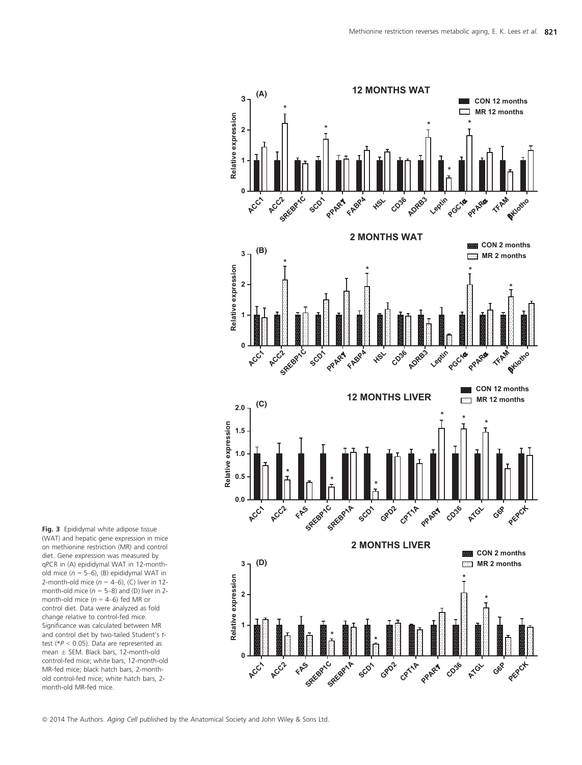**Fig. 3** Epididymal white adipose tissue (WAT) and hepatic gene expression in mice on methionine restriction (MR) and control diet. Gene expression was measured by qPCR in (A) epididymal WAT in 12-month-old mice ($n$ = 5–6), (B) epididymal WAT in 2-month-old mice ($n$ = 4–6), (C) liver in 12-month-old mice ($n$ = 5–8) and (D) liver in 2-month-old mice ($n$ = 4–6) fed MR or control diet. Data were analyzed as fold change relative to control-fed mice. Significance was calculated between MR and control diet by two-tailed Student's $t$-test (*$P < 0.05$). Data are represented as mean ± SEM. Black bars, 12-month-old control-fed mice; white bars, 12-month-old MR-fed mice; black hatch bars, 2-month-old control-fed mice; white hatch bars, 2-month-old MR-fed mice.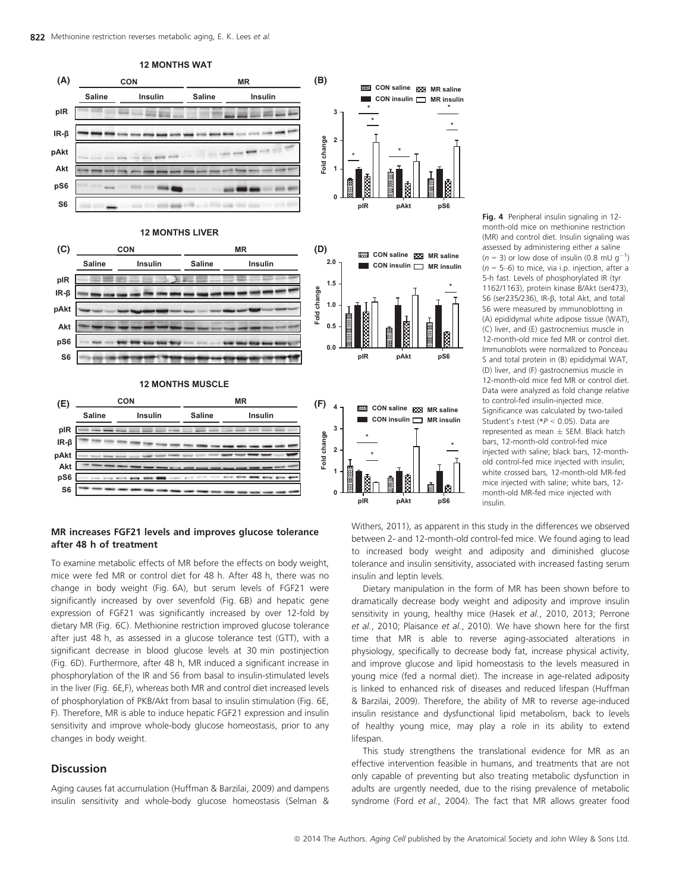**Fig. 4** Peripheral insulin signaling in 12-month-old mice on methionine restriction (MR) and control diet. Insulin signaling was assessed by administering either a saline ($n$ = 3) or low dose of insulin (0.8 mU g$^{-1}$) ($n$ = 5–6) to mice, via i.p. injection, after a 5-h fast. Levels of phosphorylated IR (tyr 1162/1163), protein kinase B/Akt (ser473), S6 (ser235/236), IR-β, total Akt, and total S6 were measured by immunoblotting in (A) epididymal white adipose tissue (WAT), (C) liver, and (E) gastrocnemius muscle in 12-month-old mice fed MR or control diet. Immunoblots were normalized to Ponceau S and total protein in (B) epididymal WAT, (D) liver, and (F) gastrocnemius muscle in 12-month-old mice fed MR or control diet. Data were analyzed as fold change relative to control-fed insulin-injected mice. Significance was calculated by two-tailed Student's $t$-test (*$P < 0.05$). Data are represented as mean ± SEM. Black hatch bars, 12-month-old control-fed mice injected with saline; black bars, 12-month-old control-fed mice injected with insulin; white crossed bars, 12-month-old MR-fed mice injected with saline; white bars, 12-month-old MR-fed mice injected with insulin.

### MR increases FGF21 levels and improves glucose tolerance after 48 h of treatment

To examine metabolic effects of MR before the effects on body weight, mice were fed MR or control diet for 48 h. After 48 h, there was no change in body weight (Fig. 6A), but serum levels of FGF21 were significantly increased by over sevenfold (Fig. 6B) and hepatic gene expression of FGF21 was significantly increased by over 12-fold by dietary MR (Fig. 6C). Methionine restriction improved glucose tolerance after just 48 h, as assessed in a glucose tolerance test (GTT), with a significant decrease in blood glucose levels at 30 min postinjection (Fig. 6D). Furthermore, after 48 h, MR induced a significant increase in phosphorylation of the IR and S6 from basal to insulin-stimulated levels in the liver (Fig. 6E,F), whereas both MR and control diet increased levels of phosphorylation of PKB/Akt from basal to insulin stimulation (Fig. 6E, F). Therefore, MR is able to induce hepatic FGF21 expression and insulin sensitivity and improve whole-body glucose homeostasis, prior to any changes in body weight.

## Discussion

Aging causes fat accumulation (Huffman & Barzilai, 2009) and dampens insulin sensitivity and whole-body glucose homeostasis (Selman & Withers, 2011), as apparent in this study in the differences we observed between 2- and 12-month-old control-fed mice. We found aging to lead to increased body weight and adiposity and diminished glucose tolerance and insulin sensitivity, associated with increased fasting serum insulin and leptin levels.

Dietary manipulation in the form of MR has been shown before to dramatically decrease body weight and adiposity and improve insulin sensitivity in young, healthy mice (Hasek *et al.*, 2010, 2013; Perrone *et al.*, 2010; Plaisance *et al.*, 2010). We have shown here for the first time that MR is able to reverse aging-associated alterations in physiology, specifically to decrease body fat, increase physical activity, and improve glucose and lipid homeostasis to the levels measured in young mice (fed a normal diet). The increase in age-related adiposity is linked to enhanced risk of diseases and reduced lifespan (Huffman & Barzilai, 2009). Therefore, the ability of MR to reverse age-induced insulin resistance and dysfunctional lipid metabolism, back to levels of healthy young mice, may play a role in its ability to extend lifespan.

This study strengthens the translational evidence for MR as an effective intervention feasible in humans, and treatments that are not only capable of preventing but also treating metabolic dysfunction in adults are urgently needed, due to the rising prevalence of metabolic syndrome (Ford *et al.*, 2004). The fact that MR allows greater food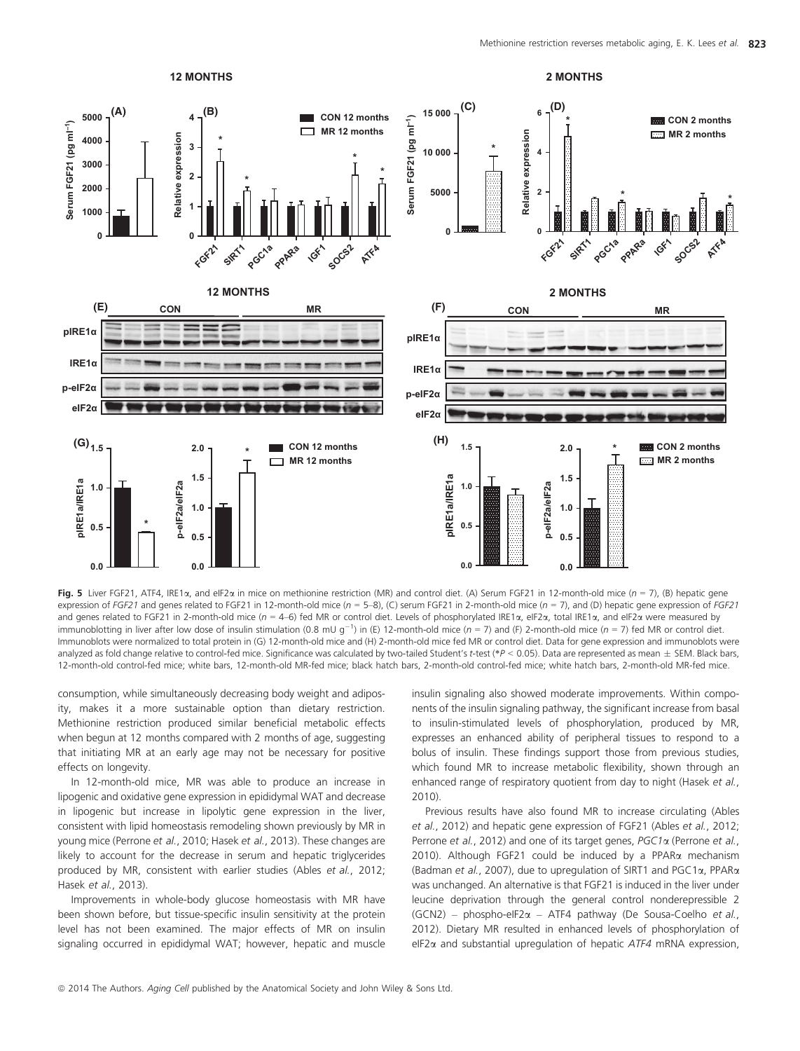**Fig. 5** Liver FGF21, ATF4, IRE1α, and eIF2α in mice on methionine restriction (MR) and control diet. (A) Serum FGF21 in 12-month-old mice ($n$ = 7), (B) hepatic gene expression of *FGF21* and genes related to FGF21 in 12-month-old mice ($n$ = 5–8), (C) serum FGF21 in 2-month-old mice ($n$ = 7), and (D) hepatic gene expression of *FGF21* and genes related to FGF21 in 2-month-old mice ($n$ = 4–6) fed MR or control diet. Levels of phosphorylated IRE1α, eIF2α, total IRE1α, and eIF2α were measured by immunoblotting in liver after low dose of insulin stimulation (0.8 mU $g^{-1}$) in (E) 12-month-old mice ($n$ = 7) and (F) 2-month-old mice ($n$ = 7) fed MR or control diet. Immunoblots were normalized to total protein in (G) 12-month-old mice and (H) 2-month-old mice fed MR or control diet. Data for gene expression and immunoblots were analyzed as fold change relative to control-fed mice. Significance was calculated by two-tailed Student's $t$-test (*$P < 0.05$). Data are represented as mean ± SEM. Black bars, 12-month-old control-fed mice; white bars, 12-month-old MR-fed mice; black hatch bars, 2-month-old control-fed mice; white hatch bars, 2-month-old MR-fed mice.

consumption, while simultaneously decreasing body weight and adiposity, makes it a more sustainable option than dietary restriction. Methionine restriction produced similar beneficial metabolic effects when begun at 12 months compared with 2 months of age, suggesting that initiating MR at an early age may not be necessary for positive effects on longevity.

In 12-month-old mice, MR was able to produce an increase in lipogenic and oxidative gene expression in epididymal WAT and decrease in lipogenic but increase in lipolytic gene expression in the liver, consistent with lipid homeostasis remodeling shown previously by MR in young mice (Perrone *et al.*, 2010; Hasek *et al.*, 2013). These changes are likely to account for the decrease in serum and hepatic triglycerides produced by MR, consistent with earlier studies (Ables *et al.*, 2012; Hasek *et al.*, 2013).

Improvements in whole-body glucose homeostasis with MR have been shown before, but tissue-specific insulin sensitivity at the protein level has not been examined. The major effects of MR on insulin signaling occurred in epididymal WAT; however, hepatic and muscle insulin signaling also showed moderate improvements. Within components of the insulin signaling pathway, the significant increase from basal to insulin-stimulated levels of phosphorylation, produced by MR, expresses an enhanced ability of peripheral tissues to respond to a bolus of insulin. These findings support those from previous studies, which found MR to increase metabolic flexibility, shown through an enhanced range of respiratory quotient from day to night (Hasek *et al.*, 2010).

Previous results have also found MR to increase circulating (Ables *et al.*, 2012) and hepatic gene expression of FGF21 (Ables *et al.*, 2012; Perrone *et al.*, 2012) and one of its target genes, *PGC1α* (Perrone *et al.*, 2010). Although FGF21 could be induced by a PPARα mechanism (Badman *et al.*, 2007), due to upregulation of SIRT1 and PGC1α, PPARα was unchanged. An alternative is that FGF21 is induced in the liver under leucine deprivation through the general control nonderepressible 2 (GCN2) – phospho-eIF2α – ATF4 pathway (De Sousa-Coelho *et al.*, 2012). Dietary MR resulted in enhanced levels of phosphorylation of eIF2α and substantial upregulation of hepatic *ATF4* mRNA expression,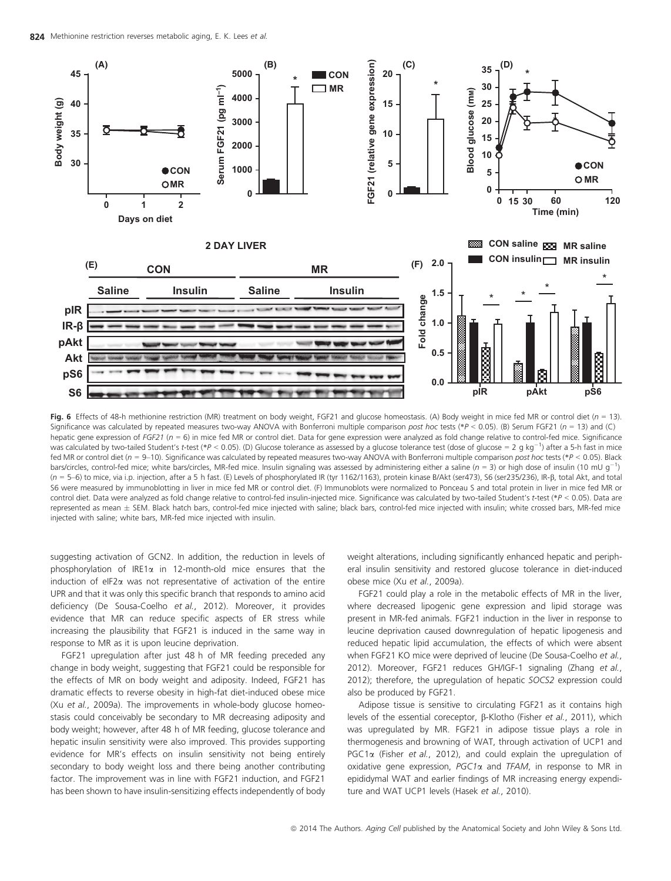**Fig. 6** Effects of 48-h methionine restriction (MR) treatment on body weight, FGF21 and glucose homeostasis. (A) Body weight in mice fed MR or control diet ($n = 13$). Significance was calculated by repeated measures two-way ANOVA with Bonferroni multiple comparison *post hoc* tests (*$P < 0.05$). (B) Serum FGF21 ($n = 13$) and (C) hepatic gene expression of *FGF21* ($n = 6$) in mice fed MR or control diet. Data for gene expression were analyzed as fold change relative to control-fed mice. Significance was calculated by two-tailed Student's *t*-test (*$P < 0.05$). (D) Glucose tolerance as assessed by a glucose tolerance test (dose of glucose = 2 g kg$^{-1}$) after a 5-h fast in mice fed MR or control diet ($n = 9$–10). Significance was calculated by repeated measures two-way ANOVA with Bonferroni multiple comparison *post hoc* tests (*$P < 0.05$). Black bars/circles, control-fed mice; white bars/circles, MR-fed mice. Insulin signaling was assessed by administering either a saline ($n = 3$) or high dose of insulin (10 mU g$^{-1}$) ($n = 5$–6) to mice, via i.p. injection, after a 5 h fast. (E) Levels of phosphorylated IR (tyr 1162/1163), protein kinase B/Akt (ser473), S6 (ser235/236), IR-β, total Akt, and total S6 were measured by immunoblotting in liver in mice fed MR or control diet. (F) Immunoblots were normalized to Ponceau S and total protein in liver in mice fed MR or control diet. Data were analyzed as fold change relative to control-fed insulin-injected mice. Significance was calculated by two-tailed Student's *t*-test (*$P < 0.05$). Data are represented as mean ± SEM. Black hatch bars, control-fed mice injected with saline; black bars, control-fed mice injected with insulin; white crossed bars, MR-fed mice injected with saline; white bars, MR-fed mice injected with insulin.

suggesting activation of GCN2. In addition, the reduction in levels of phosphorylation of IRE1α in 12-month-old mice ensures that the induction of eIF2α was not representative of activation of the entire UPR and that it was only this specific branch that responds to amino acid deficiency (De Sousa-Coelho *et al.*, 2012). Moreover, it provides evidence that MR can reduce specific aspects of ER stress while increasing the plausibility that FGF21 is induced in the same way in response to MR as it is upon leucine deprivation.

FGF21 upregulation after just 48 h of MR feeding preceded any change in body weight, suggesting that FGF21 could be responsible for the effects of MR on body weight and adiposity. Indeed, FGF21 has dramatic effects to reverse obesity in high-fat diet-induced obese mice (Xu *et al.*, 2009a). The improvements in whole-body glucose homeostasis could conceivably be secondary to MR decreasing adiposity and body weight; however, after 48 h of MR feeding, glucose tolerance and hepatic insulin sensitivity were also improved. This provides supporting evidence for MR's effects on insulin sensitivity not being entirely secondary to body weight loss and there being another contributing factor. The improvement was in line with FGF21 induction, and FGF21 has been shown to have insulin-sensitizing effects independently of body weight alterations, including significantly enhanced hepatic and peripheral insulin sensitivity and restored glucose tolerance in diet-induced obese mice (Xu *et al.*, 2009a).

FGF21 could play a role in the metabolic effects of MR in the liver, where decreased lipogenic gene expression and lipid storage was present in MR-fed animals. FGF21 induction in the liver in response to leucine deprivation caused downregulation of hepatic lipogenesis and reduced hepatic lipid accumulation, the effects of which were absent when FGF21 KO mice were deprived of leucine (De Sousa-Coelho *et al.*, 2012). Moreover, FGF21 reduces GH/IGF-1 signaling (Zhang *et al.*, 2012); therefore, the upregulation of hepatic *SOCS2* expression could also be produced by FGF21.

Adipose tissue is sensitive to circulating FGF21 as it contains high levels of the essential coreceptor, β-Klotho (Fisher *et al.*, 2011), which was upregulated by MR. FGF21 in adipose tissue plays a role in thermogenesis and browning of WAT, through activation of UCP1 and PGC1α (Fisher *et al.*, 2012), and could explain the upregulation of oxidative gene expression, *PGC1α* and *TFAM*, in response to MR in epididymal WAT and earlier findings of MR increasing energy expenditure and WAT UCP1 levels (Hasek *et al.*, 2010).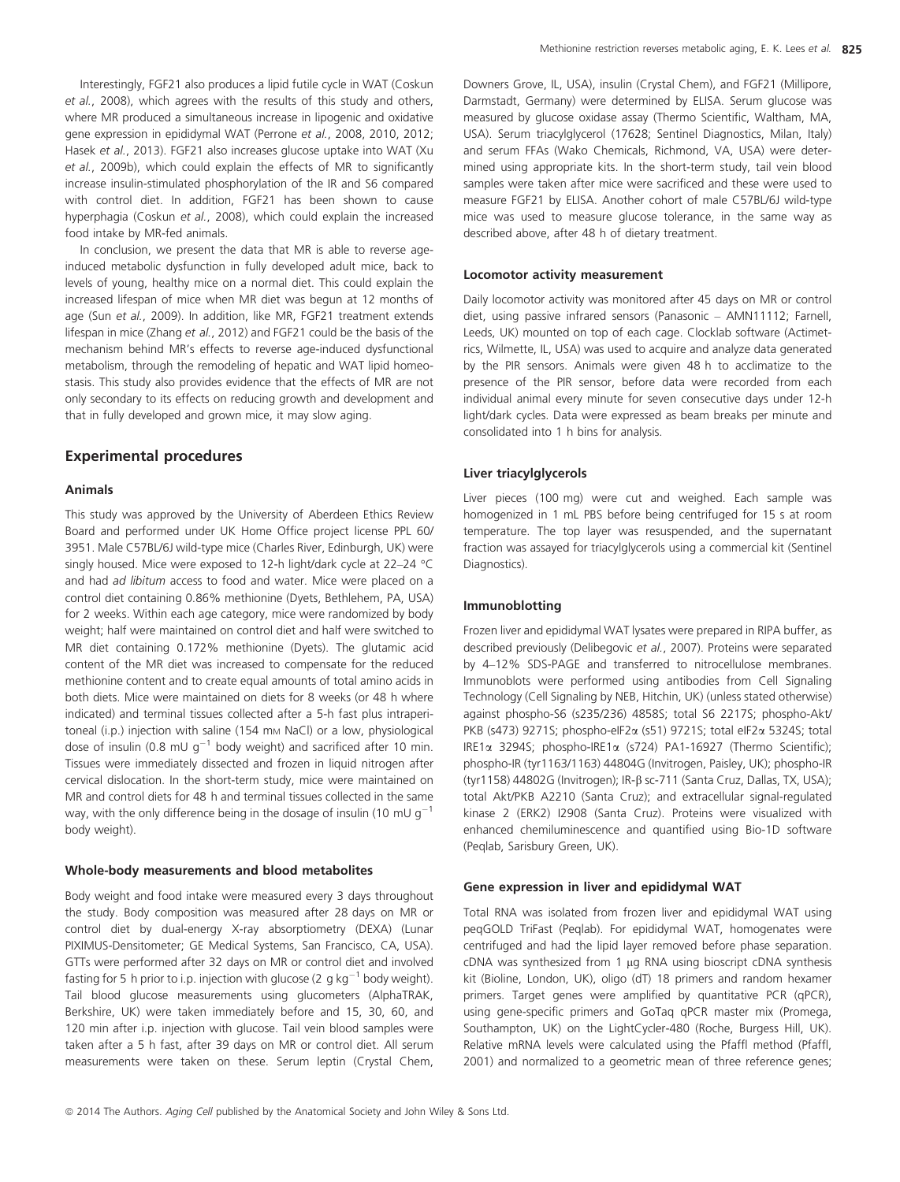Interestingly, FGF21 also produces a lipid futile cycle in WAT (Coskun *et al.*, 2008), which agrees with the results of this study and others, where MR produced a simultaneous increase in lipogenic and oxidative gene expression in epididymal WAT (Perrone *et al.*, 2008, 2010, 2012; Hasek *et al.*, 2013). FGF21 also increases glucose uptake into WAT (Xu *et al.*, 2009b), which could explain the effects of MR to significantly increase insulin-stimulated phosphorylation of the IR and S6 compared with control diet. In addition, FGF21 has been shown to cause hyperphagia (Coskun *et al.*, 2008), which could explain the increased food intake by MR-fed animals.

In conclusion, we present the data that MR is able to reverse age-induced metabolic dysfunction in fully developed adult mice, back to levels of young, healthy mice on a normal diet. This could explain the increased lifespan of mice when MR diet was begun at 12 months of age (Sun *et al.*, 2009). In addition, like MR, FGF21 treatment extends lifespan in mice (Zhang *et al.*, 2012) and FGF21 could be the basis of the mechanism behind MR's effects to reverse age-induced dysfunctional metabolism, through the remodeling of hepatic and WAT lipid homeostasis. This study also provides evidence that the effects of MR are not only secondary to its effects on reducing growth and development and that in fully developed and grown mice, it may slow aging.

## Experimental procedures

### Animals

This study was approved by the University of Aberdeen Ethics Review Board and performed under UK Home Office project license PPL 60/3951. Male C57BL/6J wild-type mice (Charles River, Edinburgh, UK) were singly housed. Mice were exposed to 12-h light/dark cycle at 22–24 °C and had *ad libitum* access to food and water. Mice were placed on a control diet containing 0.86% methionine (Dyets, Bethlehem, PA, USA) for 2 weeks. Within each age category, mice were randomized by body weight; half were maintained on control diet and half were switched to MR diet containing 0.172% methionine (Dyets). The glutamic acid content of the MR diet was increased to compensate for the reduced methionine content and to create equal amounts of total amino acids in both diets. Mice were maintained on diets for 8 weeks (or 48 h where indicated) and terminal tissues collected after a 5-h fast plus intraperitoneal (i.p.) injection with saline (154 mM NaCl) or a low, physiological dose of insulin (0.8 mU $g^{-1}$ body weight) and sacrificed after 10 min. Tissues were immediately dissected and frozen in liquid nitrogen after cervical dislocation. In the short-term study, mice were maintained on MR and control diets for 48 h and terminal tissues collected in the same way, with the only difference being in the dosage of insulin (10 mU $g^{-1}$ body weight).

### Whole-body measurements and blood metabolites

Body weight and food intake were measured every 3 days throughout the study. Body composition was measured after 28 days on MR or control diet by dual-energy X-ray absorptiometry (DEXA) (Lunar PIXIMUS-Densitometer; GE Medical Systems, San Francisco, CA, USA). GTTs were performed after 32 days on MR or control diet and involved fasting for 5 h prior to i.p. injection with glucose (2 g $kg^{-1}$ body weight). Tail blood glucose measurements using glucometers (AlphaTRAK, Berkshire, UK) were taken immediately before and 15, 30, 60, and 120 min after i.p. injection with glucose. Tail vein blood samples were taken after a 5 h fast, after 39 days on MR or control diet. All serum measurements were taken on these. Serum leptin (Crystal Chem, Downers Grove, IL, USA), insulin (Crystal Chem), and FGF21 (Millipore, Darmstadt, Germany) were determined by ELISA. Serum glucose was measured by glucose oxidase assay (Thermo Scientific, Waltham, MA, USA). Serum triacylglycerol (17628; Sentinel Diagnostics, Milan, Italy) and serum FFAs (Wako Chemicals, Richmond, VA, USA) were determined using appropriate kits. In the short-term study, tail vein blood samples were taken after mice were sacrificed and these were used to measure FGF21 by ELISA. Another cohort of male C57BL/6J wild-type mice was used to measure glucose tolerance, in the same way as described above, after 48 h of dietary treatment.

### Locomotor activity measurement

Daily locomotor activity was monitored after 45 days on MR or control diet, using passive infrared sensors (Panasonic – AMN11112; Farnell, Leeds, UK) mounted on top of each cage. Clocklab software (Actimetrics, Wilmette, IL, USA) was used to acquire and analyze data generated by the PIR sensors. Animals were given 48 h to acclimatize to the presence of the PIR sensor, before data were recorded from each individual animal every minute for seven consecutive days under 12-h light/dark cycles. Data were expressed as beam breaks per minute and consolidated into 1 h bins for analysis.

### Liver triacylglycerols

Liver pieces (100 mg) were cut and weighed. Each sample was homogenized in 1 mL PBS before being centrifuged for 15 s at room temperature. The top layer was resuspended, and the supernatant fraction was assayed for triacylglycerols using a commercial kit (Sentinel Diagnostics).

### Immunoblotting

Frozen liver and epididymal WAT lysates were prepared in RIPA buffer, as described previously (Delibegovic *et al.*, 2007). Proteins were separated by 4–12% SDS-PAGE and transferred to nitrocellulose membranes. Immunoblots were performed using antibodies from Cell Signaling Technology (Cell Signaling by NEB, Hitchin, UK) (unless stated otherwise) against phospho-S6 (s235/236) 4858S; total S6 2217S; phospho-Akt/PKB (s473) 9271S; phospho-eIF2α (s51) 9721S; total eIF2α 5324S; total IRE1α 3294S; phospho-IRE1α (s724) PA1-16927 (Thermo Scientific); phospho-IR (tyr1163/1163) 44804G (Invitrogen, Paisley, UK); phospho-IR (tyr1158) 44802G (Invitrogen); IR-β sc-711 (Santa Cruz, Dallas, TX, USA); total Akt/PKB A2210 (Santa Cruz); and extracellular signal-regulated kinase 2 (ERK2) I2908 (Santa Cruz). Proteins were visualized with enhanced chemiluminescence and quantified using Bio-1D software (Peqlab, Sarisbury Green, UK).

### Gene expression in liver and epididymal WAT

Total RNA was isolated from frozen liver and epididymal WAT using peqGOLD TriFast (Peqlab). For epididymal WAT, homogenates were centrifuged and had the lipid layer removed before phase separation. cDNA was synthesized from 1 μg RNA using bioscript cDNA synthesis kit (Bioline, London, UK), oligo (dT) 18 primers and random hexamer primers. Target genes were amplified by quantitative PCR (qPCR), using gene-specific primers and GoTaq qPCR master mix (Promega, Southampton, UK) on the LightCycler-480 (Roche, Burgess Hill, UK). Relative mRNA levels were calculated using the Pfaffl method (Pfaffl, 2001) and normalized to a geometric mean of three reference genes;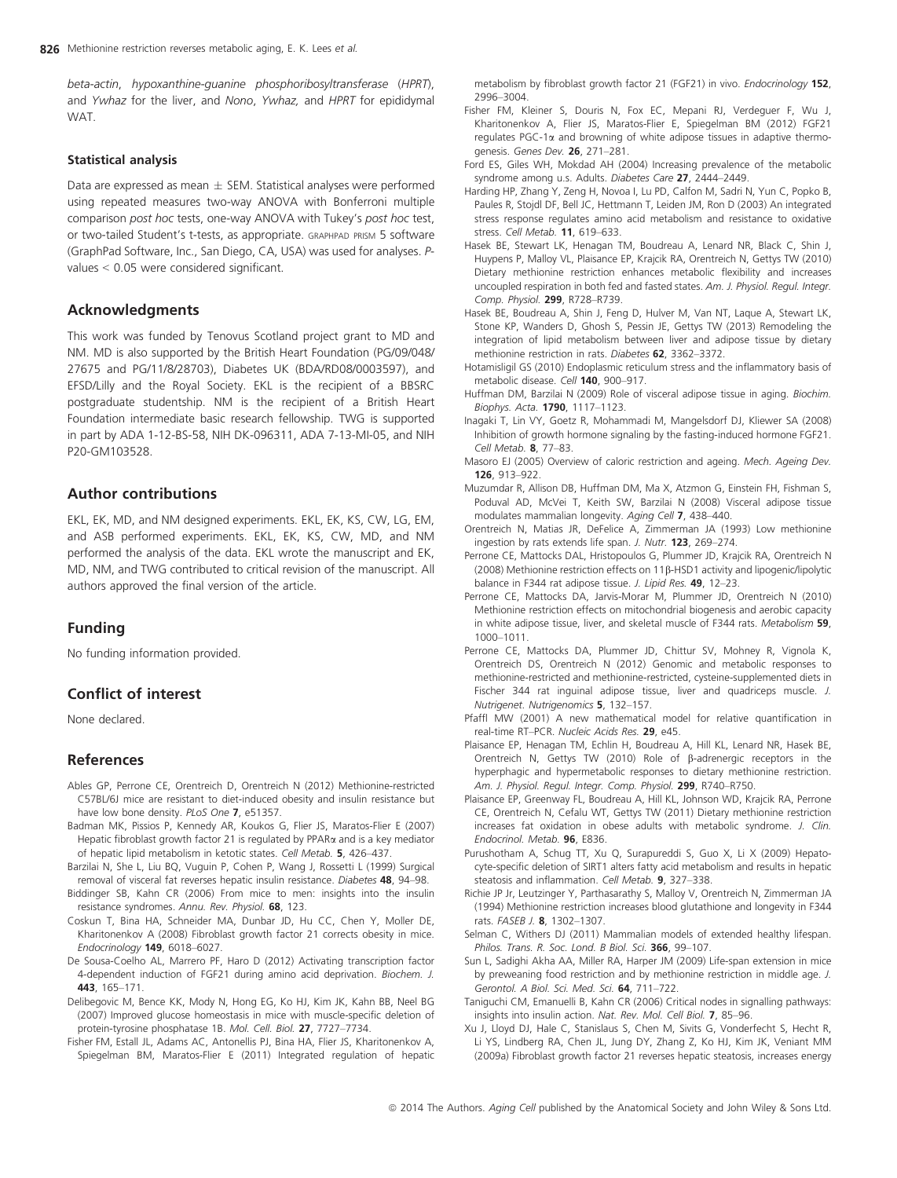*beta-actin*, *hypoxanthine-guanine phosphoribosyltransferase* (*HPRT*), and *Ywhaz* for the liver, and *Nono*, *Ywhaz,* and *HPRT* for epididymal WAT.

### Statistical analysis

Data are expressed as mean ± SEM. Statistical analyses were performed using repeated measures two-way ANOVA with Bonferroni multiple comparison *post hoc* tests, one-way ANOVA with Tukey's *post hoc* test, or two-tailed Student's t-tests, as appropriate. GRAPHPAD PRISM 5 software (GraphPad Software, Inc., San Diego, CA, USA) was used for analyses. *P*-values < 0.05 were considered significant.

## Acknowledgments

This work was funded by Tenovus Scotland project grant to MD and NM. MD is also supported by the British Heart Foundation (PG/09/048/27675 and PG/11/8/28703), Diabetes UK (BDA/RD08/0003597), and EFSD/Lilly and the Royal Society. EKL is the recipient of a BBSRC postgraduate studentship. NM is the recipient of a British Heart Foundation intermediate basic research fellowship. TWG is supported in part by ADA 1-12-BS-58, NIH DK-096311, ADA 7-13-MI-05, and NIH P20-GM103528.

## Author contributions

EKL, EK, MD, and NM designed experiments. EKL, EK, KS, CW, LG, EM, and ASB performed experiments. EKL, EK, KS, CW, MD, and NM performed the analysis of the data. EKL wrote the manuscript and EK, MD, NM, and TWG contributed to critical revision of the manuscript. All authors approved the final version of the article.

## Funding

No funding information provided.

## Conflict of interest

None declared.

## References

Ables GP, Perrone CE, Orentreich D, Orentreich N (2012) Methionine-restricted C57BL/6J mice are resistant to diet-induced obesity and insulin resistance but have low bone density. *PLoS One* **7**, e51357.

Badman MK, Pissios P, Kennedy AR, Koukos G, Flier JS, Maratos-Flier E (2007) Hepatic fibroblast growth factor 21 is regulated by PPARα and is a key mediator of hepatic lipid metabolism in ketotic states. *Cell Metab.* **5**, 426–437.

Barzilai N, She L, Liu BQ, Vuguin P, Cohen P, Wang J, Rossetti L (1999) Surgical removal of visceral fat reverses hepatic insulin resistance. *Diabetes* **48**, 94–98.

Biddinger SB, Kahn CR (2006) From mice to men: insights into the insulin resistance syndromes. *Annu. Rev. Physiol.* **68**, 123.

Coskun T, Bina HA, Schneider MA, Dunbar JD, Hu CC, Chen Y, Moller DE, Kharitonenkov A (2008) Fibroblast growth factor 21 corrects obesity in mice. *Endocrinology* **149**, 6018–6027.

De Sousa-Coelho AL, Marrero PF, Haro D (2012) Activating transcription factor 4-dependent induction of FGF21 during amino acid deprivation. *Biochem. J.* **443**, 165–171.

Delibegovic M, Bence KK, Mody N, Hong EG, Ko HJ, Kim JK, Kahn BB, Neel BG (2007) Improved glucose homeostasis in mice with muscle-specific deletion of protein-tyrosine phosphatase 1B. *Mol. Cell. Biol.* **27**, 7727–7734.

Fisher FM, Estall JL, Adams AC, Antonellis PJ, Bina HA, Flier JS, Kharitonenkov A, Spiegelman BM, Maratos-Flier E (2011) Integrated regulation of hepatic metabolism by fibroblast growth factor 21 (FGF21) in vivo. *Endocrinology* **152**, 2996–3004.

Fisher FM, Kleiner S, Douris N, Fox EC, Mepani RJ, Verdeguer F, Wu J, Kharitonenkov A, Flier JS, Maratos-Flier E, Spiegelman BM (2012) FGF21 regulates PGC-1α and browning of white adipose tissues in adaptive thermogenesis. *Genes Dev.* **26**, 271–281.

Ford ES, Giles WH, Mokdad AH (2004) Increasing prevalence of the metabolic syndrome among u.s. Adults. *Diabetes Care* **27**, 2444–2449.

Harding HP, Zhang Y, Zeng H, Novoa I, Lu PD, Calfon M, Sadri N, Yun C, Popko B, Paules R, Stojdl DF, Bell JC, Hettmann T, Leiden JM, Ron D (2003) An integrated stress response regulates amino acid metabolism and resistance to oxidative stress. *Cell Metab.* **11**, 619–633.

Hasek BE, Stewart LK, Henagan TM, Boudreau A, Lenard NR, Black C, Shin J, Huypens P, Malloy VL, Plaisance EP, Krajcik RA, Orentreich N, Gettys TW (2010) Dietary methionine restriction enhances metabolic flexibility and increases uncoupled respiration in both fed and fasted states. *Am. J. Physiol. Regul. Integr. Comp. Physiol.* **299**, R728–R739.

Hasek BE, Boudreau A, Shin J, Feng D, Hulver M, Van NT, Laque A, Stewart LK, Stone KP, Wanders D, Ghosh S, Pessin JE, Gettys TW (2013) Remodeling the integration of lipid metabolism between liver and adipose tissue by dietary methionine restriction in rats. *Diabetes* **62**, 3362–3372.

Hotamisligil GS (2010) Endoplasmic reticulum stress and the inflammatory basis of metabolic disease. *Cell* **140**, 900–917.

Huffman DM, Barzilai N (2009) Role of visceral adipose tissue in aging. *Biochim. Biophys. Acta.* **1790**, 1117–1123.

Inagaki T, Lin VY, Goetz R, Mohammadi M, Mangelsdorf DJ, Kliewer SA (2008) Inhibition of growth hormone signaling by the fasting-induced hormone FGF21. *Cell Metab.* **8**, 77–83.

Masoro EJ (2005) Overview of caloric restriction and ageing. *Mech. Ageing Dev.* **126**, 913–922.

Muzumdar R, Allison DB, Huffman DM, Ma X, Atzmon G, Einstein FH, Fishman S, Poduval AD, McVei T, Keith SW, Barzilai N (2008) Visceral adipose tissue modulates mammalian longevity. *Aging Cell* **7**, 438–440.

Orentreich N, Matias JR, DeFelice A, Zimmerman JA (1993) Low methionine ingestion by rats extends life span. *J. Nutr.* **123**, 269–274.

Perrone CE, Mattocks DAL, Hristopoulos G, Plummer JD, Krajcik RA, Orentreich N (2008) Methionine restriction effects on 11β-HSD1 activity and lipogenic/lipolytic balance in F344 rat adipose tissue. *J. Lipid Res.* **49**, 12–23.

Perrone CE, Mattocks DA, Jarvis-Morar M, Plummer JD, Orentreich N (2010) Methionine restriction effects on mitochondrial biogenesis and aerobic capacity in white adipose tissue, liver, and skeletal muscle of F344 rats. *Metabolism* **59**, 1000–1011.

Perrone CE, Mattocks DA, Plummer JD, Chittur SV, Mohney R, Vignola K, Orentreich DS, Orentreich N (2012) Genomic and metabolic responses to methionine-restricted and methionine-restricted, cysteine-supplemented diets in Fischer 344 rat inguinal adipose tissue, liver and quadriceps muscle. *J. Nutrigenet. Nutrigenomics* **5**, 132–157.

Pfaffl MW (2001) A new mathematical model for relative quantification in real-time RT–PCR. *Nucleic Acids Res.* **29**, e45.

Plaisance EP, Henagan TM, Echlin H, Boudreau A, Hill KL, Lenard NR, Hasek BE, Orentreich N, Gettys TW (2010) Role of β-adrenergic receptors in the hyperphagic and hypermetabolic responses to dietary methionine restriction. *Am. J. Physiol. Regul. Integr. Comp. Physiol.* **299**, R740–R750.

Plaisance EP, Greenway FL, Boudreau A, Hill KL, Johnson WD, Krajcik RA, Perrone CE, Orentreich N, Cefalu WT, Gettys TW (2011) Dietary methionine restriction increases fat oxidation in obese adults with metabolic syndrome. *J. Clin. Endocrinol. Metab.* **96**, E836.

Purushotham A, Schug TT, Xu Q, Surapureddi S, Guo X, Li X (2009) Hepatocyte-specific deletion of SIRT1 alters fatty acid metabolism and results in hepatic steatosis and inflammation. *Cell Metab.* **9**, 327–338.

Richie JP Jr, Leutzinger Y, Parthasarathy S, Malloy V, Orentreich N, Zimmerman JA (1994) Methionine restriction increases blood glutathione and longevity in F344 rats. *FASEB J.* **8**, 1302–1307.

Selman C, Withers DJ (2011) Mammalian models of extended healthy lifespan. *Philos. Trans. R. Soc. Lond. B Biol. Sci.* **366**, 99–107.

Sun L, Sadighi Akha AA, Miller RA, Harper JM (2009) Life-span extension in mice by preweaning food restriction and by methionine restriction in middle age. *J. Gerontol. A Biol. Sci. Med. Sci.* **64**, 711–722.

Taniguchi CM, Emanuelli B, Kahn CR (2006) Critical nodes in signalling pathways: insights into insulin action. *Nat. Rev. Mol. Cell Biol.* **7**, 85–96.

Xu J, Lloyd DJ, Hale C, Stanislaus S, Chen M, Sivits G, Vonderfecht S, Hecht R, Li YS, Lindberg RA, Chen JL, Jung DY, Zhang Z, Ko HJ, Kim JK, Veniant MM (2009a) Fibroblast growth factor 21 reverses hepatic steatosis, increases energy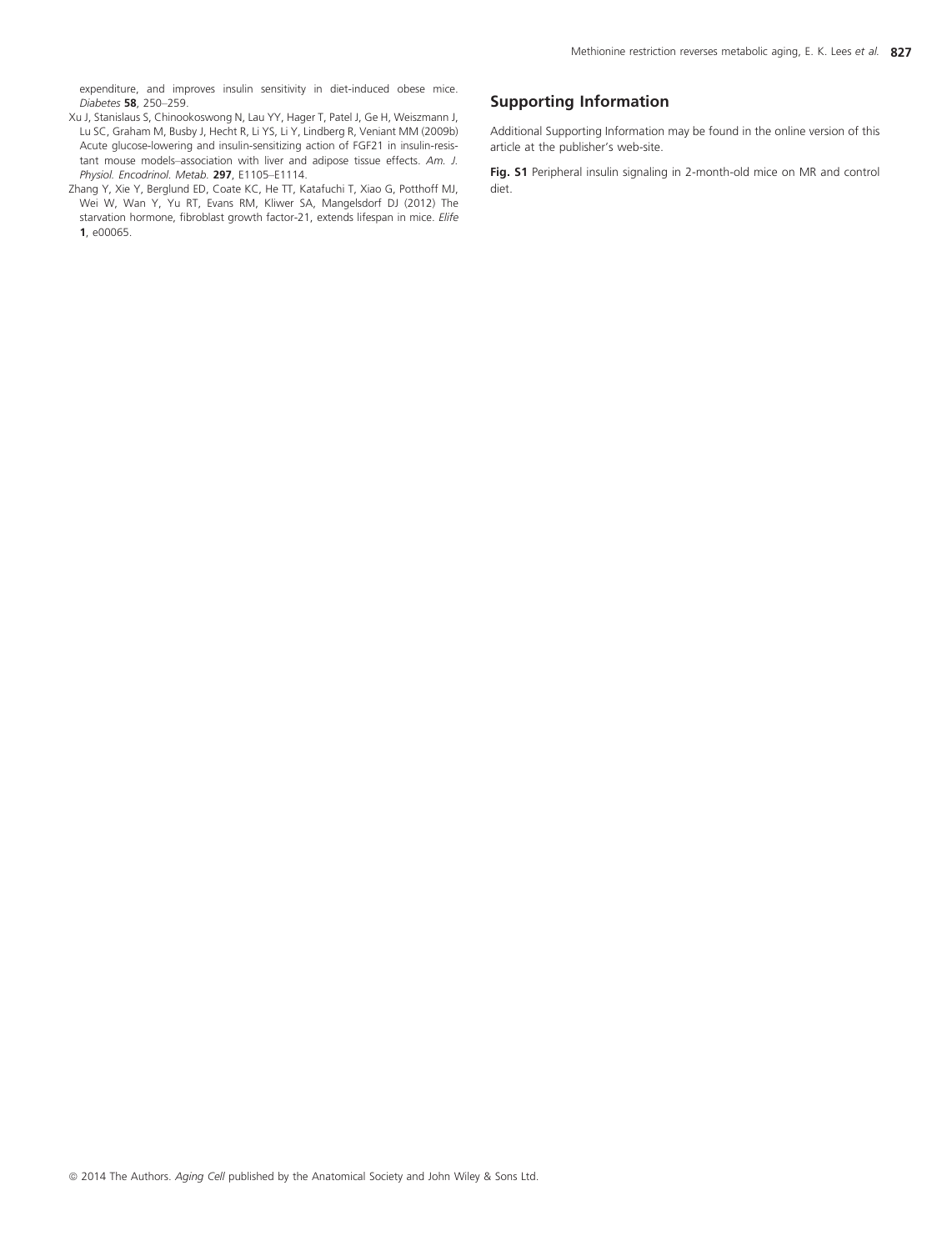expenditure, and improves insulin sensitivity in diet-induced obese mice. *Diabetes* **58**, 250–259.

Xu J, Stanislaus S, Chinookoswong N, Lau YY, Hager T, Patel J, Ge H, Weiszmann J, Lu SC, Graham M, Busby J, Hecht R, Li YS, Li Y, Lindberg R, Veniant MM (2009b) Acute glucose-lowering and insulin-sensitizing action of FGF21 in insulin-resistant mouse models–association with liver and adipose tissue effects. *Am. J. Physiol. Encodrinol. Metab.* **297**, E1105–E1114.

Zhang Y, Xie Y, Berglund ED, Coate KC, He TT, Katafuchi T, Xiao G, Potthoff MJ, Wei W, Wan Y, Yu RT, Evans RM, Kliwer SA, Mangelsdorf DJ (2012) The starvation hormone, fibroblast growth factor-21, extends lifespan in mice. *Elife* **1**, e00065.

## Supporting Information

Additional Supporting Information may be found in the online version of this article at the publisher's web-site.

**Fig. S1** Peripheral insulin signaling in 2-month-old mice on MR and control diet.

© 2014 The Authors. *Aging Cell* published by the Anatomical Society and John Wiley & Sons Ltd.